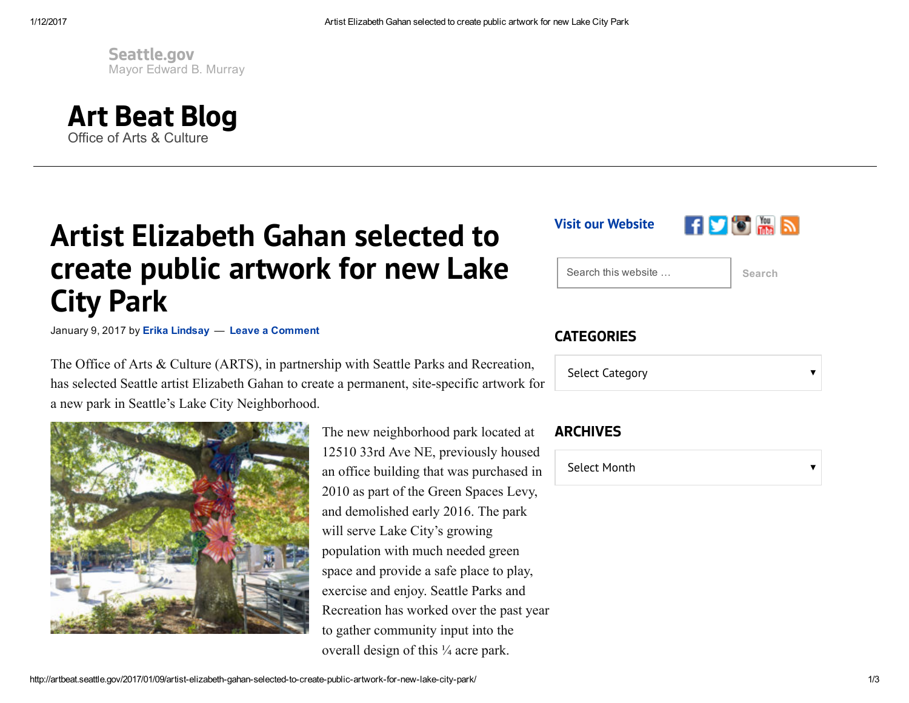Seattle.gov
Mayor Edward B. Murray

# Art Beat Blog

Office of Arts & Culture

# Artist Elizabeth Gahan selected to create public artwork for new Lake City Park

January 9, 2017 by **Erika Lindsay** — **Leave a Comment**

The Office of Arts & Culture (ARTS), in partnership with Seattle Parks and Recreation, has selected Seattle artist Elizabeth Gahan to create a permanent, site-specific artwork for a new park in Seattle's Lake City Neighborhood.

The new neighborhood park located at 12510 33rd Ave NE, previously housed an office building that was purchased in 2010 as part of the Green Spaces Levy, and demolished early 2016. The park will serve Lake City's growing population with much needed green space and provide a safe place to play, exercise and enjoy. Seattle Parks and Recreation has worked over the past year to gather community input into the overall design of this ¼ acre park.

**Visit our Website**

Search this website …

Search

## CATEGORIES

Select Category

## ARCHIVES

Select Month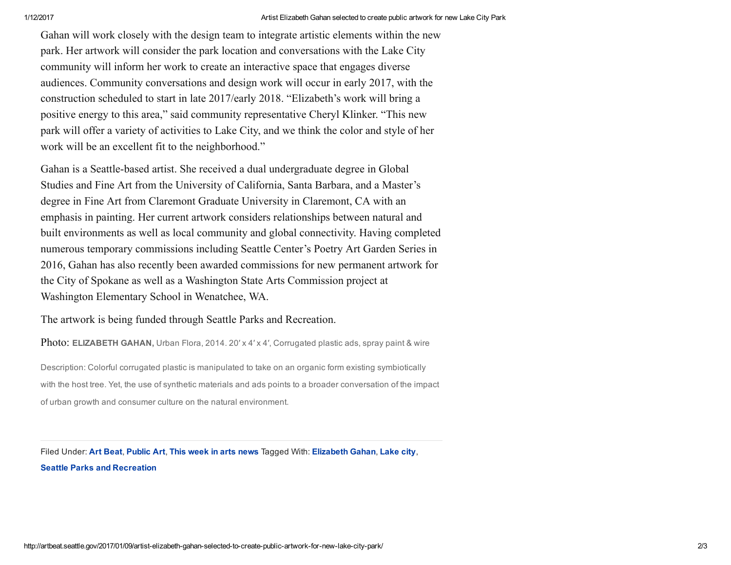Gahan will work closely with the design team to integrate artistic elements within the new park. Her artwork will consider the park location and conversations with the Lake City community will inform her work to create an interactive space that engages diverse audiences. Community conversations and design work will occur in early 2017, with the construction scheduled to start in late 2017/early 2018. “Elizabeth’s work will bring a positive energy to this area,” said community representative Cheryl Klinker. “This new park will offer a variety of activities to Lake City, and we think the color and style of her work will be an excellent fit to the neighborhood.”

Gahan is a Seattle-based artist. She received a dual undergraduate degree in Global Studies and Fine Art from the University of California, Santa Barbara, and a Master’s degree in Fine Art from Claremont Graduate University in Claremont, CA with an emphasis in painting. Her current artwork considers relationships between natural and built environments as well as local community and global connectivity. Having completed numerous temporary commissions including Seattle Center’s Poetry Art Garden Series in 2016, Gahan has also recently been awarded commissions for new permanent artwork for the City of Spokane as well as a Washington State Arts Commission project at Washington Elementary School in Wenatchee, WA.

The artwork is being funded through Seattle Parks and Recreation.

Photo: **ELIZABETH GAHAN,** Urban Flora, 2014. 20′ x 4′ x 4′, Corrugated plastic ads, spray paint & wire

Description: Colorful corrugated plastic is manipulated to take on an organic form existing symbiotically with the host tree. Yet, the use of synthetic materials and ads points to a broader conversation of the impact of urban growth and consumer culture on the natural environment.

---

Filed Under: **Art Beat**, **Public Art**, **This week in arts news** Tagged With: **Elizabeth Gahan**, **Lake city**, **Seattle Parks and Recreation**